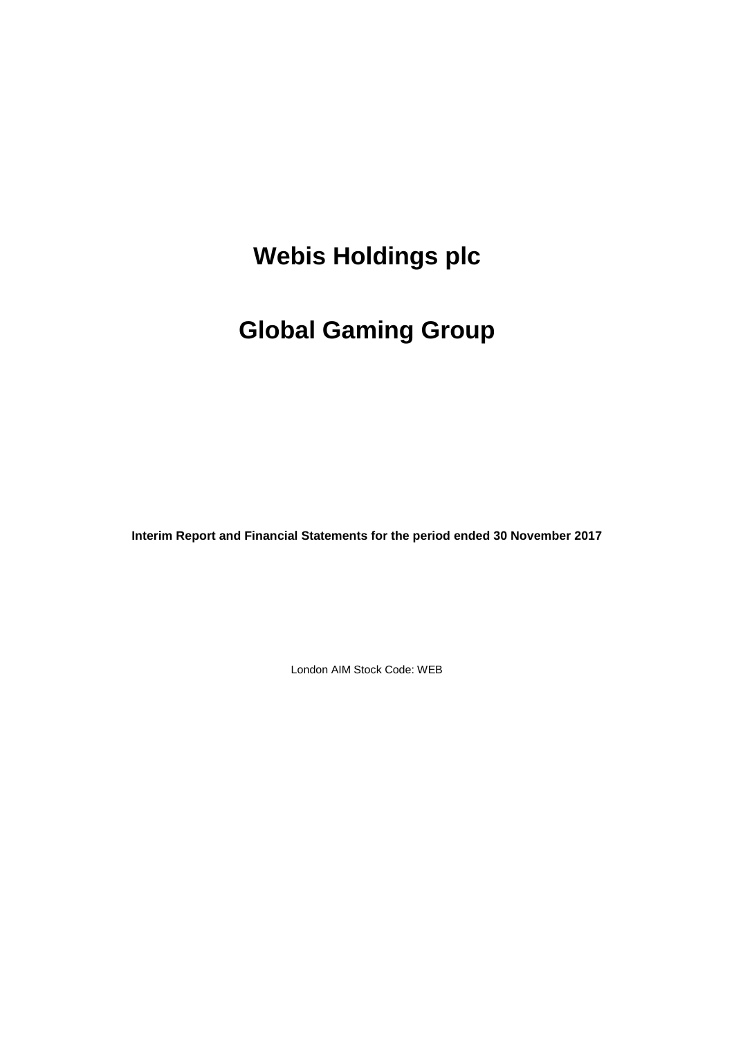# Webis Holdings plc

# Global Gaming Group

**Interim Report and Financial Statements for the period ended 30 November 2017**

London AIM Stock Code: WEB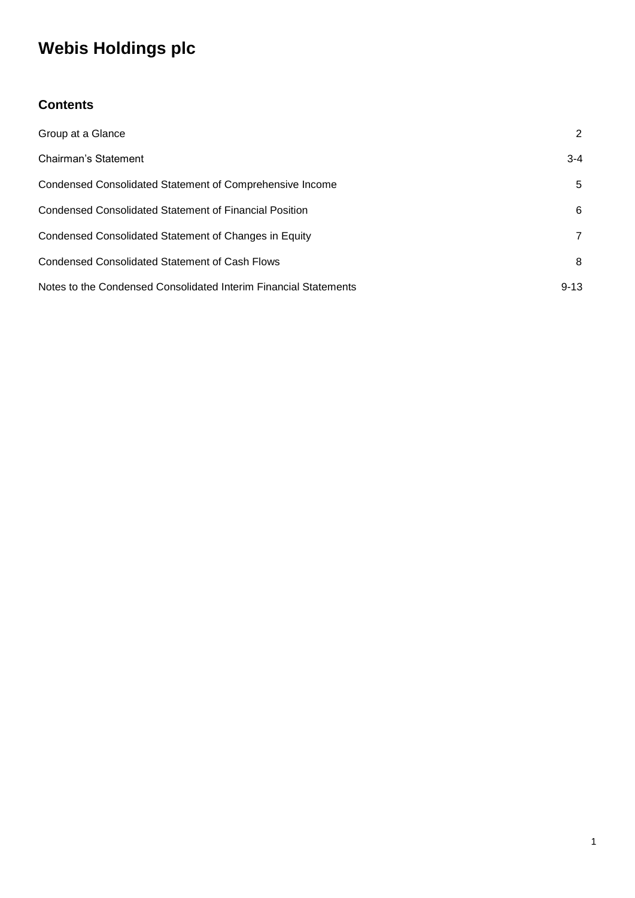# Webis Holdings plc

## Contents

| | |
|---|---|
| Group at a Glance | 2 |
| Chairman's Statement | 3-4 |
| Condensed Consolidated Statement of Comprehensive Income | 5 |
| Condensed Consolidated Statement of Financial Position | 6 |
| Condensed Consolidated Statement of Changes in Equity | 7 |
| Condensed Consolidated Statement of Cash Flows | 8 |
| Notes to the Condensed Consolidated Interim Financial Statements | 9-13 |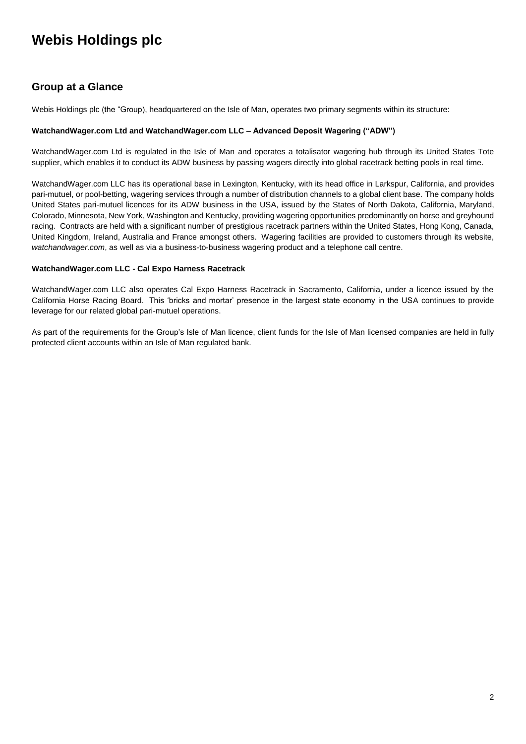# Webis Holdings plc

## Group at a Glance

Webis Holdings plc (the "Group), headquartered on the Isle of Man, operates two primary segments within its structure:

**WatchandWager.com Ltd and WatchandWager.com LLC – Advanced Deposit Wagering ("ADW")**

WatchandWager.com Ltd is regulated in the Isle of Man and operates a totalisator wagering hub through its United States Tote supplier, which enables it to conduct its ADW business by passing wagers directly into global racetrack betting pools in real time.

WatchandWager.com LLC has its operational base in Lexington, Kentucky, with its head office in Larkspur, California, and provides pari-mutuel, or pool-betting, wagering services through a number of distribution channels to a global client base. The company holds United States pari-mutuel licences for its ADW business in the USA, issued by the States of North Dakota, California, Maryland, Colorado, Minnesota, New York, Washington and Kentucky, providing wagering opportunities predominantly on horse and greyhound racing. Contracts are held with a significant number of prestigious racetrack partners within the United States, Hong Kong, Canada, United Kingdom, Ireland, Australia and France amongst others. Wagering facilities are provided to customers through its website, *watchandwager.com*, as well as via a business-to-business wagering product and a telephone call centre.

**WatchandWager.com LLC - Cal Expo Harness Racetrack**

WatchandWager.com LLC also operates Cal Expo Harness Racetrack in Sacramento, California, under a licence issued by the California Horse Racing Board. This 'bricks and mortar' presence in the largest state economy in the USA continues to provide leverage for our related global pari-mutuel operations.

As part of the requirements for the Group's Isle of Man licence, client funds for the Isle of Man licensed companies are held in fully protected client accounts within an Isle of Man regulated bank.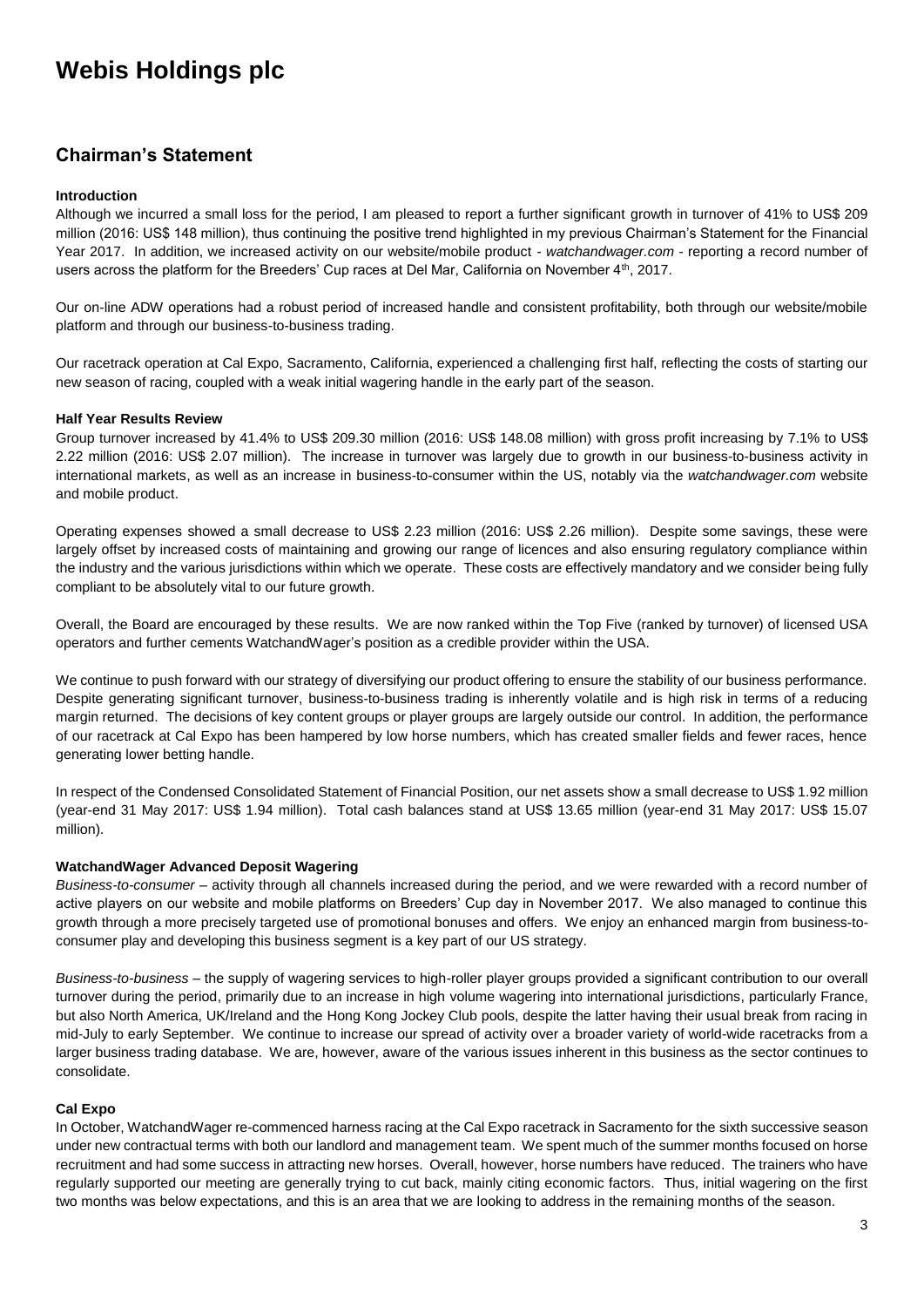# Webis Holdings plc

## Chairman's Statement

#### Introduction

Although we incurred a small loss for the period, I am pleased to report a further significant growth in turnover of 41% to US$ 209 million (2016: US$ 148 million), thus continuing the positive trend highlighted in my previous Chairman's Statement for the Financial Year 2017. In addition, we increased activity on our website/mobile product - *watchandwager.com* - reporting a record number of users across the platform for the Breeders' Cup races at Del Mar, California on November 4th, 2017.

Our on-line ADW operations had a robust period of increased handle and consistent profitability, both through our website/mobile platform and through our business-to-business trading.

Our racetrack operation at Cal Expo, Sacramento, California, experienced a challenging first half, reflecting the costs of starting our new season of racing, coupled with a weak initial wagering handle in the early part of the season.

#### Half Year Results Review

Group turnover increased by 41.4% to US$ 209.30 million (2016: US$ 148.08 million) with gross profit increasing by 7.1% to US$ 2.22 million (2016: US$ 2.07 million). The increase in turnover was largely due to growth in our business-to-business activity in international markets, as well as an increase in business-to-consumer within the US, notably via the *watchandwager.com* website and mobile product.

Operating expenses showed a small decrease to US$ 2.23 million (2016: US$ 2.26 million). Despite some savings, these were largely offset by increased costs of maintaining and growing our range of licences and also ensuring regulatory compliance within the industry and the various jurisdictions within which we operate. These costs are effectively mandatory and we consider being fully compliant to be absolutely vital to our future growth.

Overall, the Board are encouraged by these results. We are now ranked within the Top Five (ranked by turnover) of licensed USA operators and further cements WatchandWager's position as a credible provider within the USA.

We continue to push forward with our strategy of diversifying our product offering to ensure the stability of our business performance. Despite generating significant turnover, business-to-business trading is inherently volatile and is high risk in terms of a reducing margin returned. The decisions of key content groups or player groups are largely outside our control. In addition, the performance of our racetrack at Cal Expo has been hampered by low horse numbers, which has created smaller fields and fewer races, hence generating lower betting handle.

In respect of the Condensed Consolidated Statement of Financial Position, our net assets show a small decrease to US$ 1.92 million (year-end 31 May 2017: US$ 1.94 million). Total cash balances stand at US$ 13.65 million (year-end 31 May 2017: US$ 15.07 million).

#### WatchandWager Advanced Deposit Wagering

*Business-to-consumer* – activity through all channels increased during the period, and we were rewarded with a record number of active players on our website and mobile platforms on Breeders' Cup day in November 2017. We also managed to continue this growth through a more precisely targeted use of promotional bonuses and offers. We enjoy an enhanced margin from business-to-consumer play and developing this business segment is a key part of our US strategy.

*Business-to-business* – the supply of wagering services to high-roller player groups provided a significant contribution to our overall turnover during the period, primarily due to an increase in high volume wagering into international jurisdictions, particularly France, but also North America, UK/Ireland and the Hong Kong Jockey Club pools, despite the latter having their usual break from racing in mid-July to early September. We continue to increase our spread of activity over a broader variety of world-wide racetracks from a larger business trading database. We are, however, aware of the various issues inherent in this business as the sector continues to consolidate.

#### Cal Expo

In October, WatchandWager re-commenced harness racing at the Cal Expo racetrack in Sacramento for the sixth successive season under new contractual terms with both our landlord and management team. We spent much of the summer months focused on horse recruitment and had some success in attracting new horses. Overall, however, horse numbers have reduced. The trainers who have regularly supported our meeting are generally trying to cut back, mainly citing economic factors. Thus, initial wagering on the first two months was below expectations, and this is an area that we are looking to address in the remaining months of the season.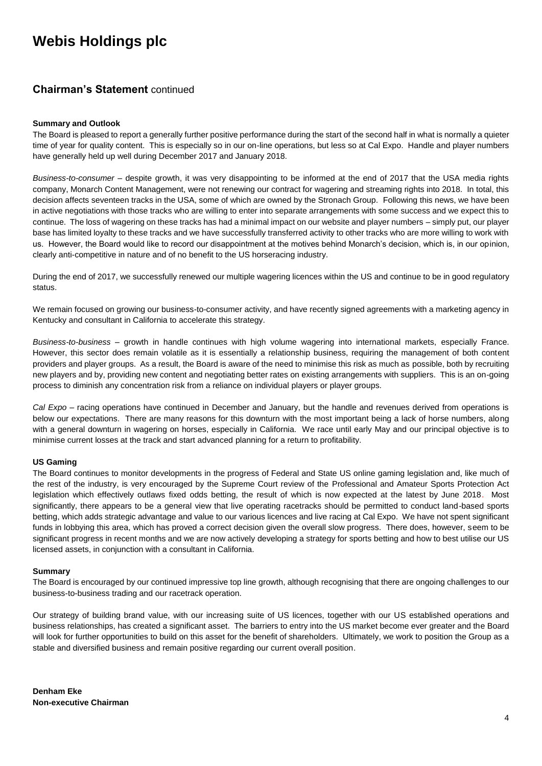# Webis Holdings plc

## Chairman's Statement continued

**Summary and Outlook**

The Board is pleased to report a generally further positive performance during the start of the second half in what is normally a quieter time of year for quality content. This is especially so in our on-line operations, but less so at Cal Expo. Handle and player numbers have generally held up well during December 2017 and January 2018.

*Business-to-consumer* – despite growth, it was very disappointing to be informed at the end of 2017 that the USA media rights company, Monarch Content Management, were not renewing our contract for wagering and streaming rights into 2018. In total, this decision affects seventeen tracks in the USA, some of which are owned by the Stronach Group. Following this news, we have been in active negotiations with those tracks who are willing to enter into separate arrangements with some success and we expect this to continue. The loss of wagering on these tracks has had a minimal impact on our website and player numbers – simply put, our player base has limited loyalty to these tracks and we have successfully transferred activity to other tracks who are more willing to work with us. However, the Board would like to record our disappointment at the motives behind Monarch's decision, which is, in our opinion, clearly anti-competitive in nature and of no benefit to the US horseracing industry.

During the end of 2017, we successfully renewed our multiple wagering licences within the US and continue to be in good regulatory status.

We remain focused on growing our business-to-consumer activity, and have recently signed agreements with a marketing agency in Kentucky and consultant in California to accelerate this strategy.

*Business-to-business* – growth in handle continues with high volume wagering into international markets, especially France. However, this sector does remain volatile as it is essentially a relationship business, requiring the management of both content providers and player groups. As a result, the Board is aware of the need to minimise this risk as much as possible, both by recruiting new players and by, providing new content and negotiating better rates on existing arrangements with suppliers. This is an on-going process to diminish any concentration risk from a reliance on individual players or player groups.

*Cal Expo* – racing operations have continued in December and January, but the handle and revenues derived from operations is below our expectations. There are many reasons for this downturn with the most important being a lack of horse numbers, along with a general downturn in wagering on horses, especially in California. We race until early May and our principal objective is to minimise current losses at the track and start advanced planning for a return to profitability.

**US Gaming**

The Board continues to monitor developments in the progress of Federal and State US online gaming legislation and, like much of the rest of the industry, is very encouraged by the Supreme Court review of the Professional and Amateur Sports Protection Act legislation which effectively outlaws fixed odds betting, the result of which is now expected at the latest by June 2018. Most significantly, there appears to be a general view that live operating racetracks should be permitted to conduct land-based sports betting, which adds strategic advantage and value to our various licences and live racing at Cal Expo. We have not spent significant funds in lobbying this area, which has proved a correct decision given the overall slow progress. There does, however, seem to be significant progress in recent months and we are now actively developing a strategy for sports betting and how to best utilise our US licensed assets, in conjunction with a consultant in California.

**Summary**

The Board is encouraged by our continued impressive top line growth, although recognising that there are ongoing challenges to our business-to-business trading and our racetrack operation.

Our strategy of building brand value, with our increasing suite of US licences, together with our US established operations and business relationships, has created a significant asset. The barriers to entry into the US market become ever greater and the Board will look for further opportunities to build on this asset for the benefit of shareholders. Ultimately, we work to position the Group as a stable and diversified business and remain positive regarding our current overall position.

**Denham Eke**
**Non-executive Chairman**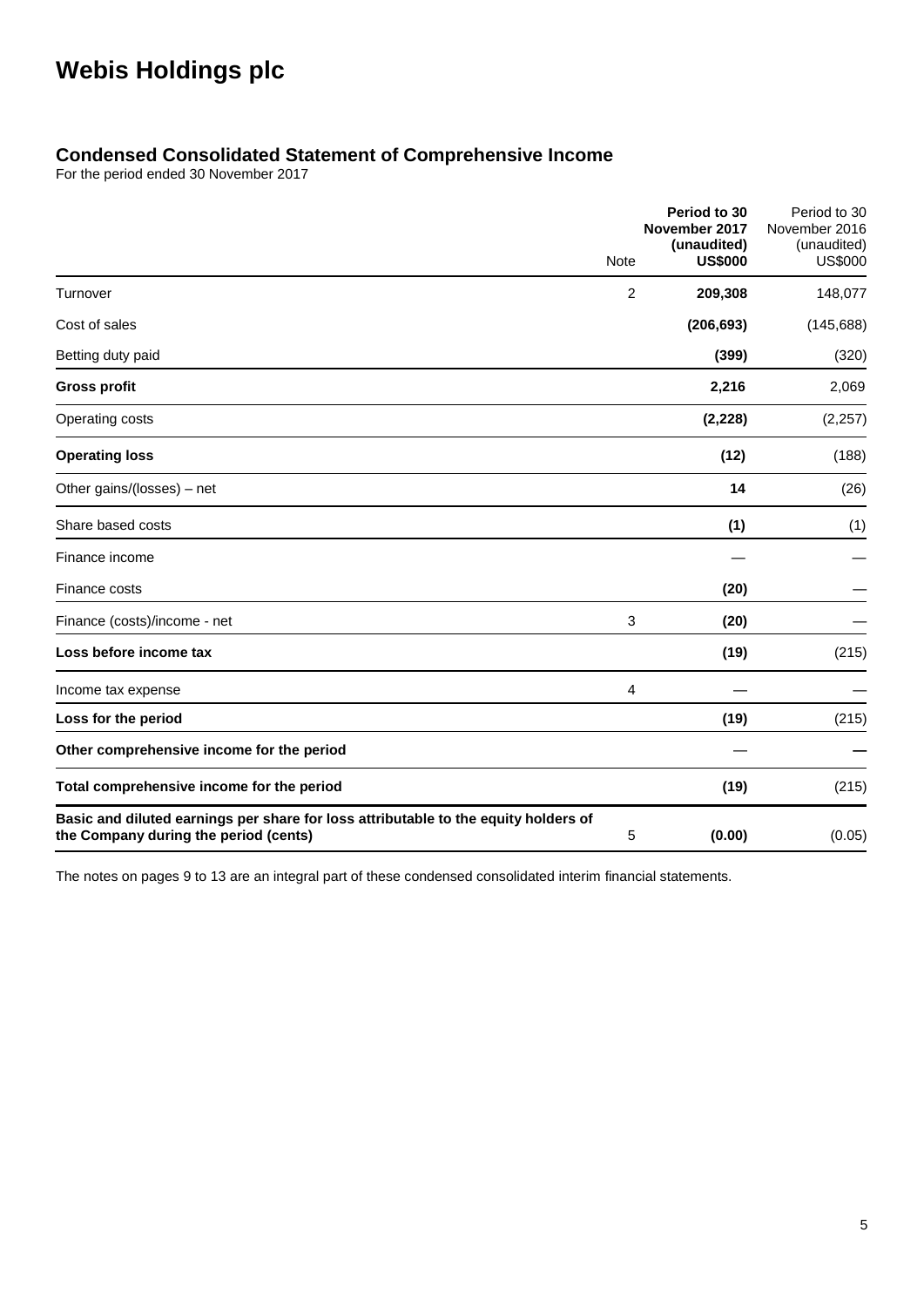# Webis Holdings plc

## Condensed Consolidated Statement of Comprehensive Income

For the period ended 30 November 2017

| | Note | **Period to 30 November 2017 (unaudited) US$000** | Period to 30 November 2016 (unaudited) US$000 |
|---|---|---|---|
| Turnover | 2 | **209,308** | 148,077 |
| Cost of sales | | **(206,693)** | (145,688) |
| Betting duty paid | | **(399)** | (320) |
| **Gross profit** | | **2,216** | 2,069 |
| Operating costs | | **(2,228)** | (2,257) |
| **Operating loss** | | **(12)** | (188) |
| Other gains/(losses) – net | | **14** | (26) |
| Share based costs | | **(1)** | (1) |
| Finance income | | — | — |
| Finance costs | | **(20)** | — |
| Finance (costs)/income - net | 3 | **(20)** | — |
| **Loss before income tax** | | **(19)** | (215) |
| Income tax expense | 4 | — | — |
| **Loss for the period** | | **(19)** | (215) |
| **Other comprehensive income for the period** | | — | **—** |
| **Total comprehensive income for the period** | | **(19)** | (215) |
| **Basic and diluted earnings per share for loss attributable to the equity holders of the Company during the period (cents)** | 5 | **(0.00)** | (0.05) |

The notes on pages 9 to 13 are an integral part of these condensed consolidated interim financial statements.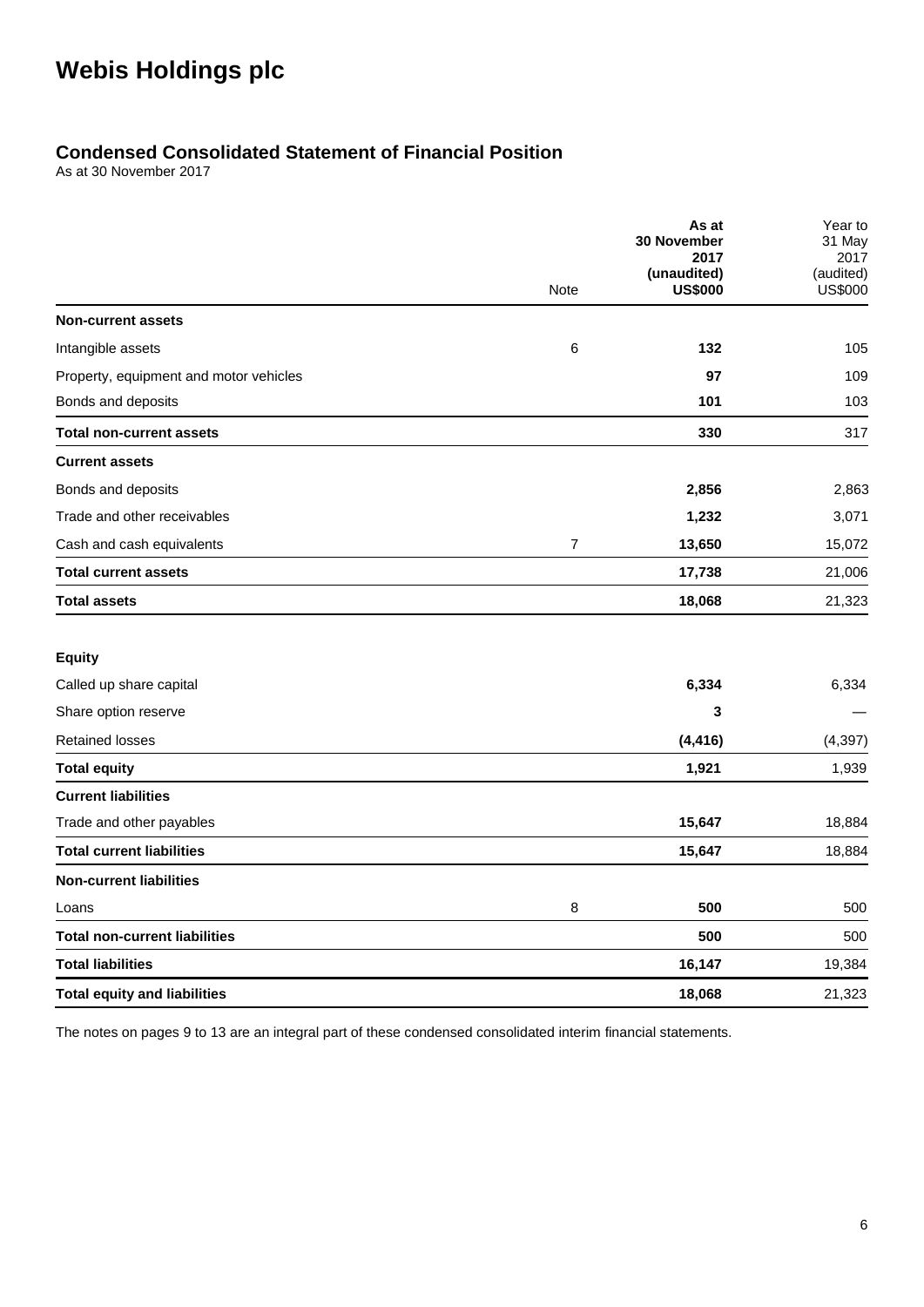# Webis Holdings plc

## Condensed Consolidated Statement of Financial Position

As at 30 November 2017

| | Note | **As at 30 November 2017 (unaudited) US$000** | Year to 31 May 2017 (audited) US$000 |
|---|---|---|---|
| **Non-current assets** | | | |
| Intangible assets | 6 | **132** | 105 |
| Property, equipment and motor vehicles | | **97** | 109 |
| Bonds and deposits | | **101** | 103 |
| **Total non-current assets** | | **330** | 317 |
| **Current assets** | | | |
| Bonds and deposits | | **2,856** | 2,863 |
| Trade and other receivables | | **1,232** | 3,071 |
| Cash and cash equivalents | 7 | **13,650** | 15,072 |
| **Total current assets** | | **17,738** | 21,006 |
| **Total assets** | | **18,068** | 21,323 |
| | | | |
| **Equity** | | | |
| Called up share capital | | **6,334** | 6,334 |
| Share option reserve | | **3** | — |
| Retained losses | | **(4,416)** | (4,397) |
| **Total equity** | | **1,921** | 1,939 |
| **Current liabilities** | | | |
| Trade and other payables | | **15,647** | 18,884 |
| **Total current liabilities** | | **15,647** | 18,884 |
| **Non-current liabilities** | | | |
| Loans | 8 | **500** | 500 |
| **Total non-current liabilities** | | **500** | 500 |
| **Total liabilities** | | **16,147** | 19,384 |
| **Total equity and liabilities** | | **18,068** | 21,323 |

The notes on pages 9 to 13 are an integral part of these condensed consolidated interim financial statements.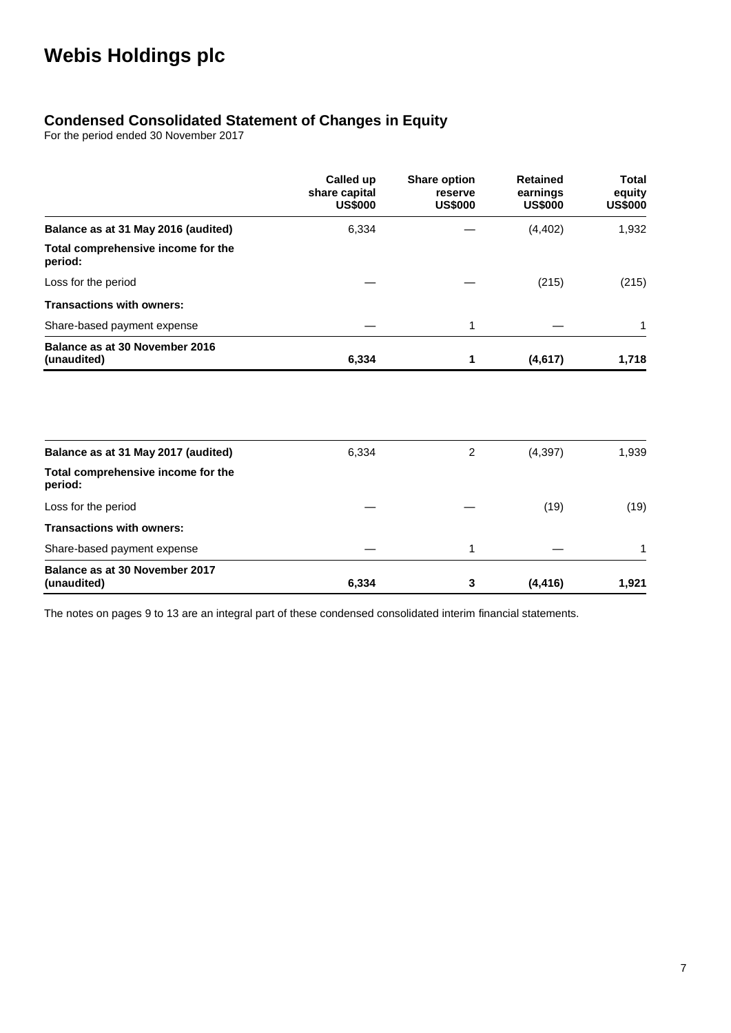# Webis Holdings plc

## Condensed Consolidated Statement of Changes in Equity

For the period ended 30 November 2017

| | Called up share capital US$000 | Share option reserve US$000 | Retained earnings US$000 | Total equity US$000 |
|---|---|---|---|---|
| **Balance as at 31 May 2016 (audited)** | 6,334 | — | (4,402) | 1,932 |
| **Total comprehensive income for the period:** | | | | |
| Loss for the period | — | — | (215) | (215) |
| **Transactions with owners:** | | | | |
| Share-based payment expense | — | 1 | — | 1 |
| **Balance as at 30 November 2016 (unaudited)** | **6,334** | **1** | **(4,617)** | **1,718** |

| | Called up share capital US$000 | Share option reserve US$000 | Retained earnings US$000 | Total equity US$000 |
|---|---|---|---|---|
| **Balance as at 31 May 2017 (audited)** | 6,334 | 2 | (4,397) | 1,939 |
| **Total comprehensive income for the period:** | | | | |
| Loss for the period | — | — | (19) | (19) |
| **Transactions with owners:** | | | | |
| Share-based payment expense | — | 1 | — | 1 |
| **Balance as at 30 November 2017 (unaudited)** | **6,334** | **3** | **(4,416)** | **1,921** |

The notes on pages 9 to 13 are an integral part of these condensed consolidated interim financial statements.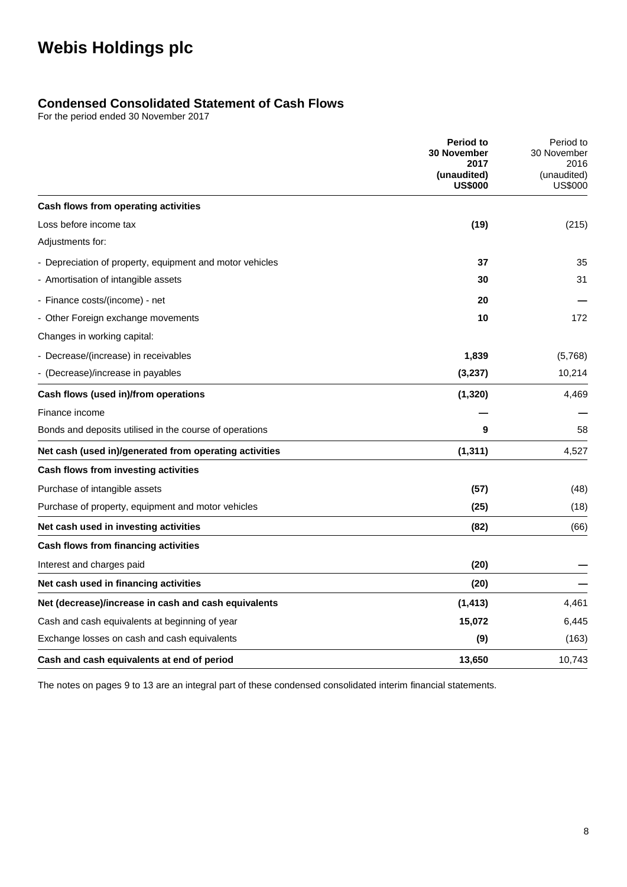# Webis Holdings plc

## Condensed Consolidated Statement of Cash Flows

For the period ended 30 November 2017

| | **Period to 30 November 2017 (unaudited) US$000** | Period to 30 November 2016 (unaudited) US$000 |
|---|---|---|
| **Cash flows from operating activities** | | |
| Loss before income tax | **(19)** | (215) |
| Adjustments for: | | |
| - Depreciation of property, equipment and motor vehicles | **37** | 35 |
| - Amortisation of intangible assets | **30** | 31 |
| - Finance costs/(income) - net | **20** | — |
| - Other Foreign exchange movements | **10** | 172 |
| Changes in working capital: | | |
| - Decrease/(increase) in receivables | **1,839** | (5,768) |
| - (Decrease)/increase in payables | **(3,237)** | 10,214 |
| **Cash flows (used in)/from operations** | **(1,320)** | 4,469 |
| Finance income | **—** | — |
| Bonds and deposits utilised in the course of operations | **9** | 58 |
| **Net cash (used in)/generated from operating activities** | **(1,311)** | 4,527 |
| **Cash flows from investing activities** | | |
| Purchase of intangible assets | **(57)** | (48) |
| Purchase of property, equipment and motor vehicles | **(25)** | (18) |
| **Net cash used in investing activities** | **(82)** | (66) |
| **Cash flows from financing activities** | | |
| Interest and charges paid | **(20)** | — |
| **Net cash used in financing activities** | **(20)** | — |
| **Net (decrease)/increase in cash and cash equivalents** | **(1,413)** | 4,461 |
| Cash and cash equivalents at beginning of year | **15,072** | 6,445 |
| Exchange losses on cash and cash equivalents | **(9)** | (163) |
| **Cash and cash equivalents at end of period** | **13,650** | 10,743 |

The notes on pages 9 to 13 are an integral part of these condensed consolidated interim financial statements.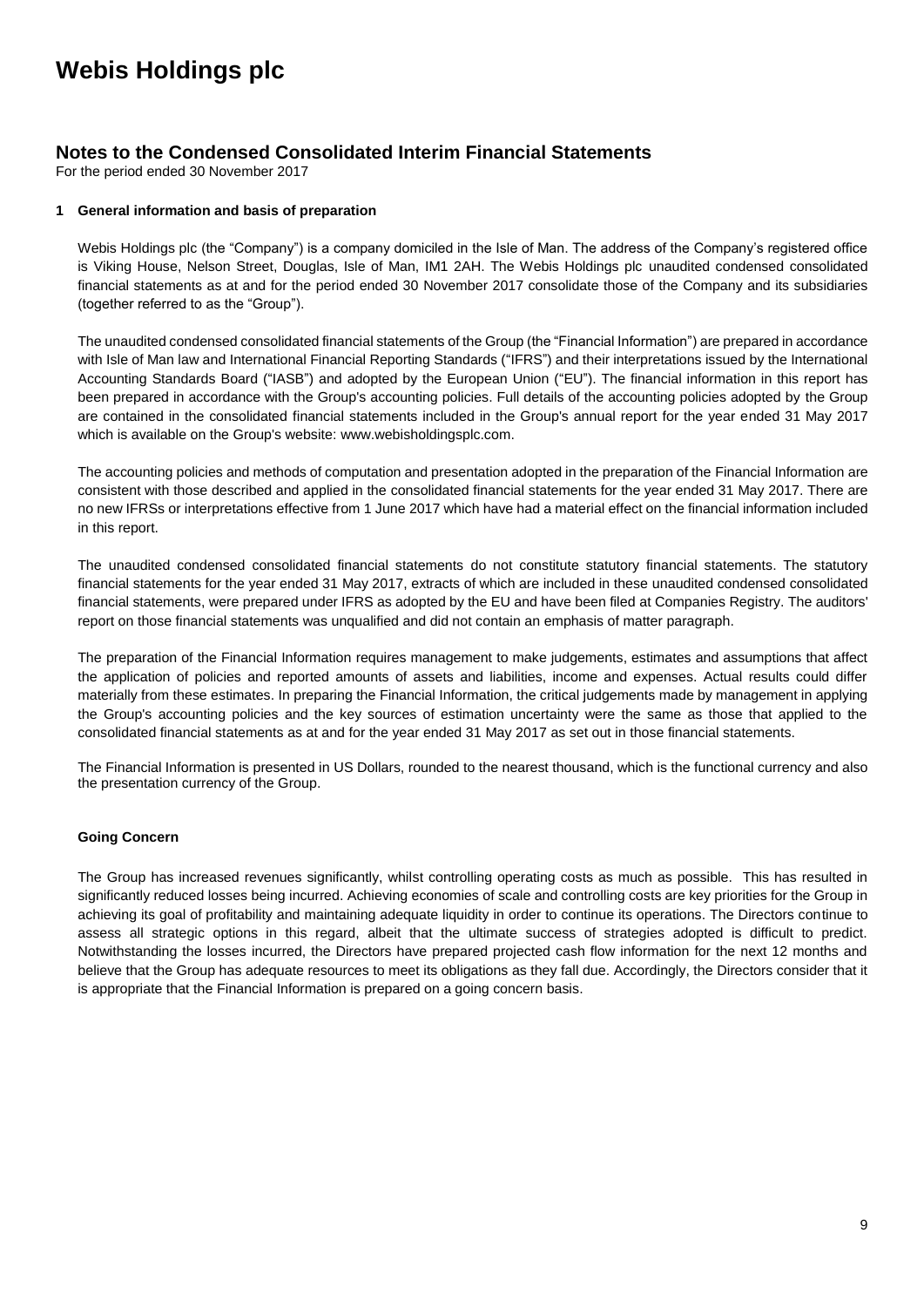# Webis Holdings plc

## Notes to the Condensed Consolidated Interim Financial Statements

For the period ended 30 November 2017

### 1 General information and basis of preparation

Webis Holdings plc (the "Company") is a company domiciled in the Isle of Man. The address of the Company's registered office is Viking House, Nelson Street, Douglas, Isle of Man, IM1 2AH. The Webis Holdings plc unaudited condensed consolidated financial statements as at and for the period ended 30 November 2017 consolidate those of the Company and its subsidiaries (together referred to as the "Group").

The unaudited condensed consolidated financial statements of the Group (the "Financial Information") are prepared in accordance with Isle of Man law and International Financial Reporting Standards ("IFRS") and their interpretations issued by the International Accounting Standards Board ("IASB") and adopted by the European Union ("EU"). The financial information in this report has been prepared in accordance with the Group's accounting policies. Full details of the accounting policies adopted by the Group are contained in the consolidated financial statements included in the Group's annual report for the year ended 31 May 2017 which is available on the Group's website: www.webisholdingsplc.com.

The accounting policies and methods of computation and presentation adopted in the preparation of the Financial Information are consistent with those described and applied in the consolidated financial statements for the year ended 31 May 2017. There are no new IFRSs or interpretations effective from 1 June 2017 which have had a material effect on the financial information included in this report.

The unaudited condensed consolidated financial statements do not constitute statutory financial statements. The statutory financial statements for the year ended 31 May 2017, extracts of which are included in these unaudited condensed consolidated financial statements, were prepared under IFRS as adopted by the EU and have been filed at Companies Registry. The auditors' report on those financial statements was unqualified and did not contain an emphasis of matter paragraph.

The preparation of the Financial Information requires management to make judgements, estimates and assumptions that affect the application of policies and reported amounts of assets and liabilities, income and expenses. Actual results could differ materially from these estimates. In preparing the Financial Information, the critical judgements made by management in applying the Group's accounting policies and the key sources of estimation uncertainty were the same as those that applied to the consolidated financial statements as at and for the year ended 31 May 2017 as set out in those financial statements.

The Financial Information is presented in US Dollars, rounded to the nearest thousand, which is the functional currency and also the presentation currency of the Group.

**Going Concern**

The Group has increased revenues significantly, whilst controlling operating costs as much as possible. This has resulted in significantly reduced losses being incurred. Achieving economies of scale and controlling costs are key priorities for the Group in achieving its goal of profitability and maintaining adequate liquidity in order to continue its operations. The Directors continue to assess all strategic options in this regard, albeit that the ultimate success of strategies adopted is difficult to predict. Notwithstanding the losses incurred, the Directors have prepared projected cash flow information for the next 12 months and believe that the Group has adequate resources to meet its obligations as they fall due. Accordingly, the Directors consider that it is appropriate that the Financial Information is prepared on a going concern basis.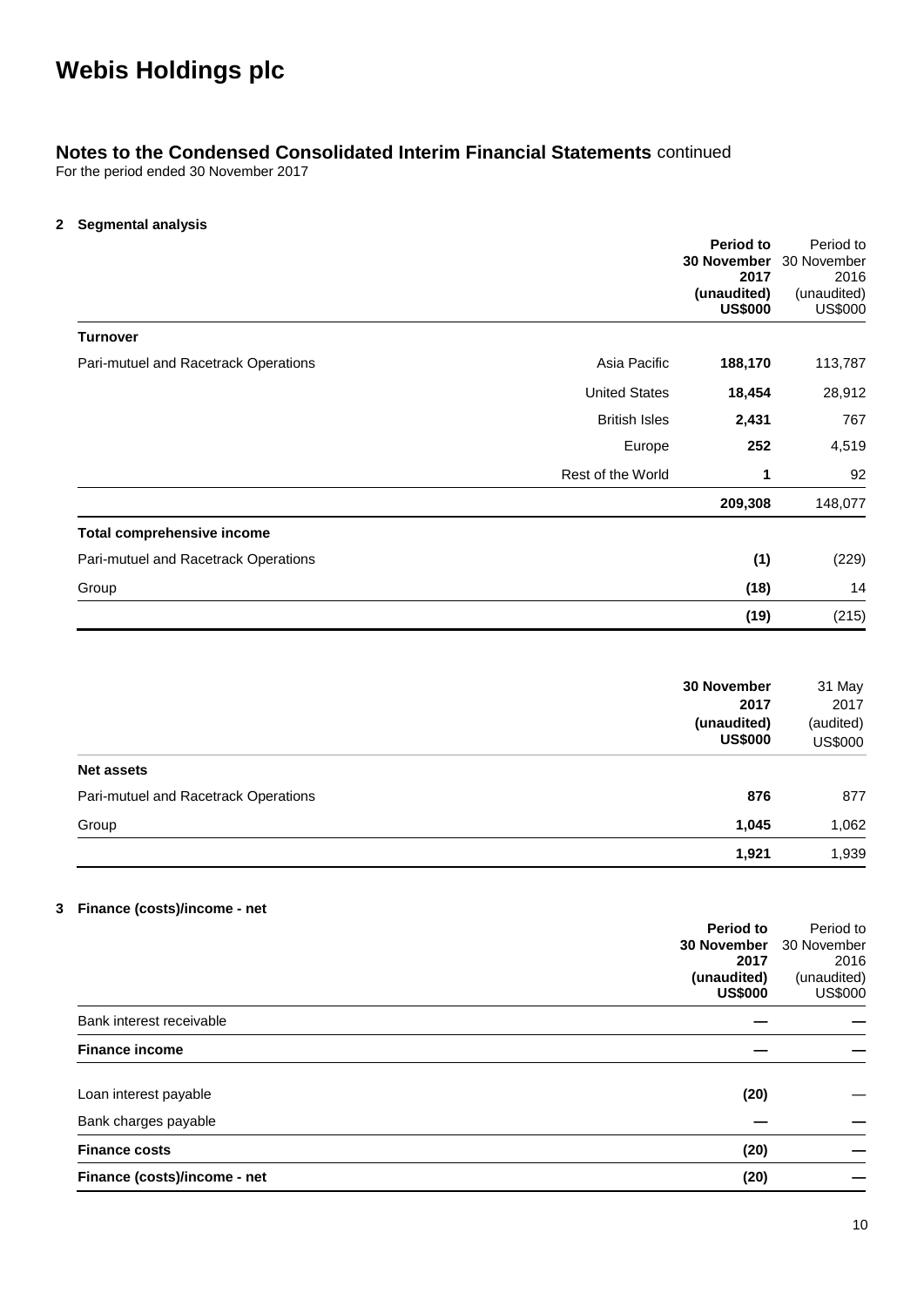# Webis Holdings plc

## Notes to the Condensed Consolidated Interim Financial Statements continued

For the period ended 30 November 2017

### 2 Segmental analysis

| | | **Period to 30 November 2017 (unaudited) US$000** | Period to 30 November 2016 (unaudited) US$000 |
|---|---|---|---|
| **Turnover** | | | |
| Pari-mutuel and Racetrack Operations | Asia Pacific | **188,170** | 113,787 |
| | United States | **18,454** | 28,912 |
| | British Isles | **2,431** | 767 |
| | Europe | **252** | 4,519 |
| | Rest of the World | **1** | 92 |
| | | **209,308** | 148,077 |
| **Total comprehensive income** | | | |
| Pari-mutuel and Racetrack Operations | | **(1)** | (229) |
| Group | | **(18)** | 14 |
| | | **(19)** | (215) |

| | **30 November 2017 (unaudited) US$000** | 31 May 2017 (audited) US$000 |
|---|---|---|
| **Net assets** | | |
| Pari-mutuel and Racetrack Operations | **876** | 877 |
| Group | **1,045** | 1,062 |
| | **1,921** | 1,939 |

### 3 Finance (costs)/income - net

| | **Period to 30 November 2017 (unaudited) US$000** | Period to 30 November 2016 (unaudited) US$000 |
|---|---|---|
| Bank interest receivable | **—** | — |
| **Finance income** | **—** | — |
| Loan interest payable | **(20)** | — |
| Bank charges payable | **—** | — |
| **Finance costs** | **(20)** | — |
| **Finance (costs)/income - net** | **(20)** | — |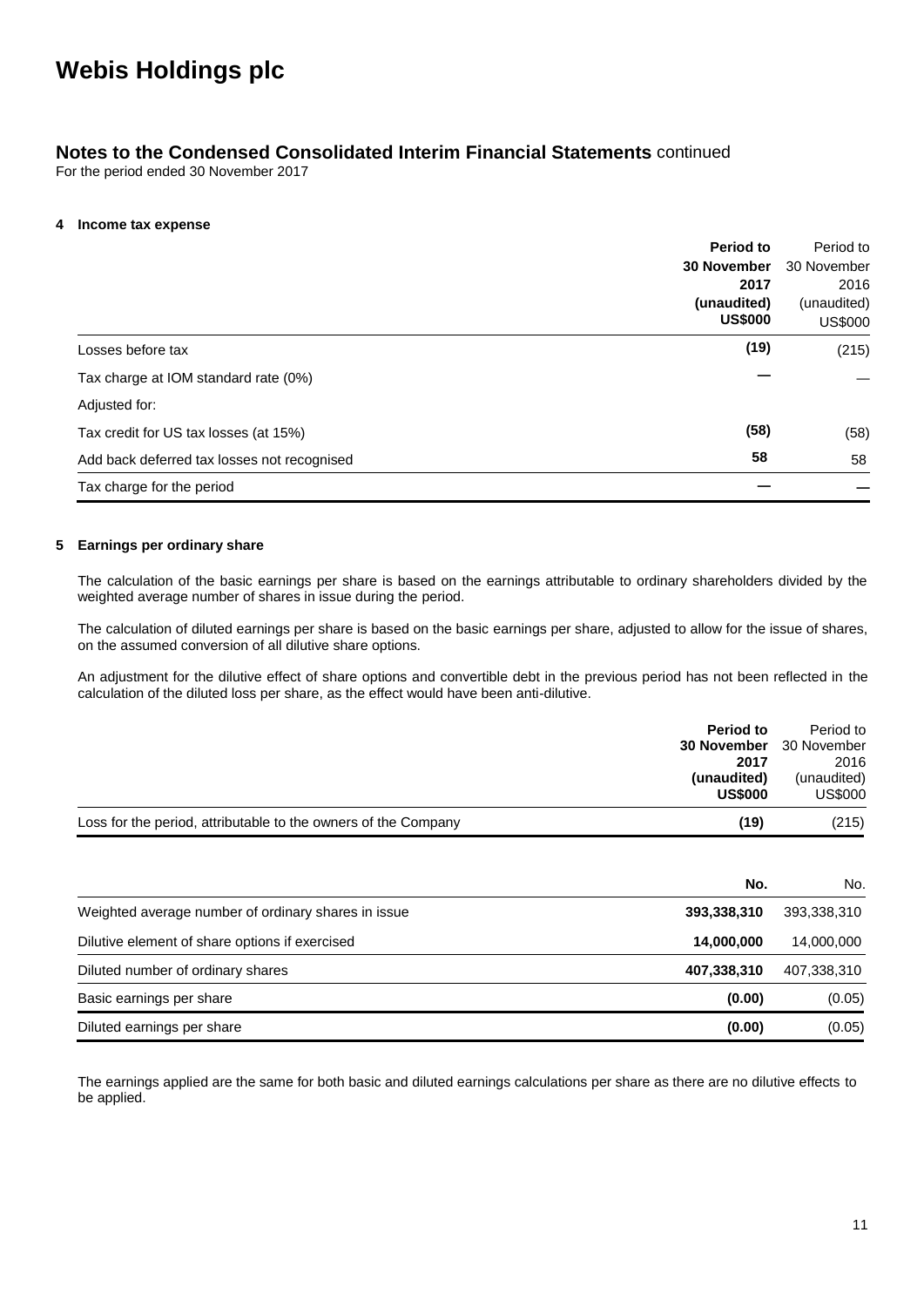# Webis Holdings plc

## Notes to the Condensed Consolidated Interim Financial Statements continued

For the period ended 30 November 2017

### 4 Income tax expense

| | **Period to 30 November 2017 (unaudited) US$000** | Period to 30 November 2016 (unaudited) US$000 |
|---|---|---|
| Losses before tax | **(19)** | (215) |
| Tax charge at IOM standard rate (0%) | **—** | — |
| Adjusted for: | | |
| Tax credit for US tax losses (at 15%) | **(58)** | (58) |
| Add back deferred tax losses not recognised | **58** | 58 |
| Tax charge for the period | **—** | — |

### 5 Earnings per ordinary share

The calculation of the basic earnings per share is based on the earnings attributable to ordinary shareholders divided by the weighted average number of shares in issue during the period.

The calculation of diluted earnings per share is based on the basic earnings per share, adjusted to allow for the issue of shares, on the assumed conversion of all dilutive share options.

An adjustment for the dilutive effect of share options and convertible debt in the previous period has not been reflected in the calculation of the diluted loss per share, as the effect would have been anti-dilutive.

| | **Period to 30 November 2017 (unaudited) US$000** | Period to 30 November 2016 (unaudited) US$000 |
|---|---|---|
| Loss for the period, attributable to the owners of the Company | **(19)** | (215) |

| | **No.** | No. |
|---|---|---|
| Weighted average number of ordinary shares in issue | **393,338,310** | 393,338,310 |
| Dilutive element of share options if exercised | **14,000,000** | 14,000,000 |
| Diluted number of ordinary shares | **407,338,310** | 407,338,310 |
| Basic earnings per share | **(0.00)** | (0.05) |
| Diluted earnings per share | **(0.00)** | (0.05) |

The earnings applied are the same for both basic and diluted earnings calculations per share as there are no dilutive effects to be applied.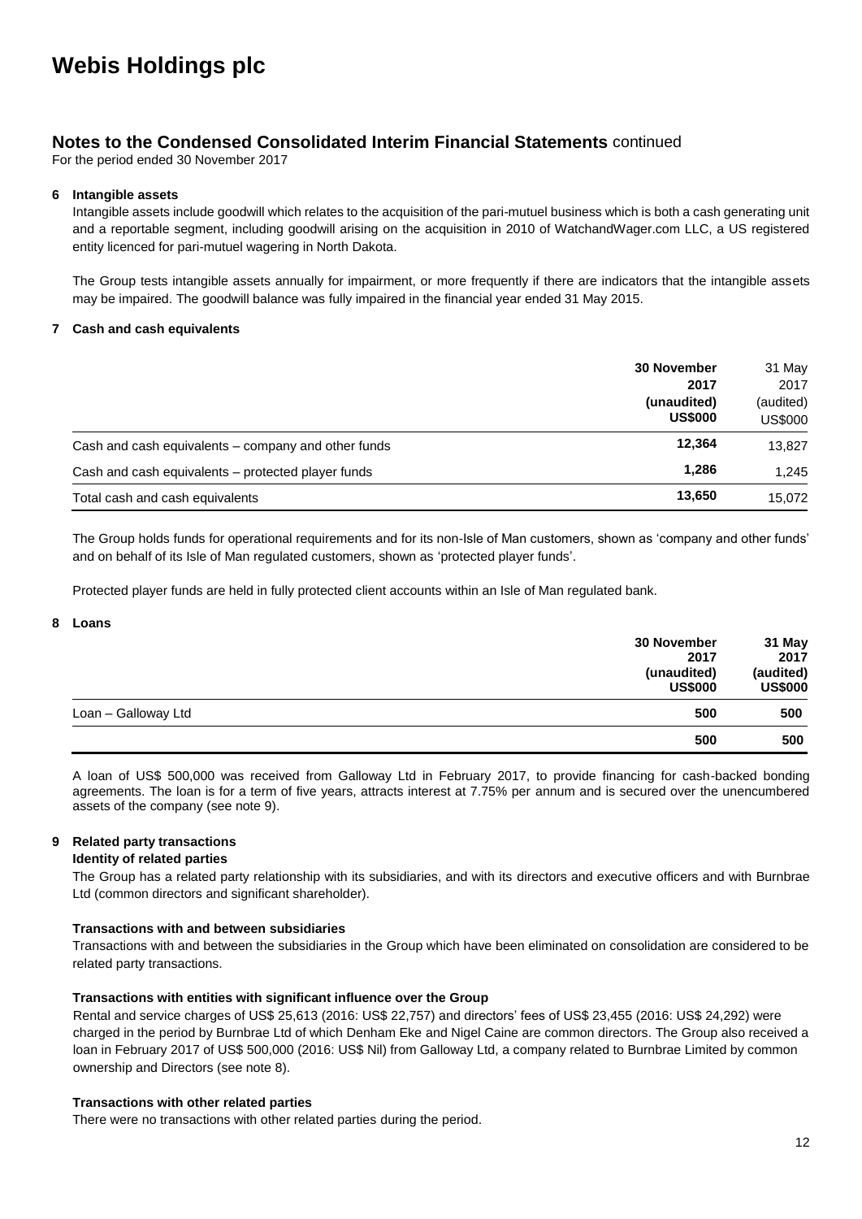# Webis Holdings plc

## Notes to the Condensed Consolidated Interim Financial Statements continued

For the period ended 30 November 2017

### 6 Intangible assets

Intangible assets include goodwill which relates to the acquisition of the pari-mutuel business which is both a cash generating unit and a reportable segment, including goodwill arising on the acquisition in 2010 of WatchandWager.com LLC, a US registered entity licenced for pari-mutuel wagering in North Dakota.

The Group tests intangible assets annually for impairment, or more frequently if there are indicators that the intangible assets may be impaired. The goodwill balance was fully impaired in the financial year ended 31 May 2015.

### 7 Cash and cash equivalents

| | **30 November 2017 (unaudited) US$000** | 31 May 2017 (audited) US$000 |
|---|---|---|
| Cash and cash equivalents – company and other funds | **12,364** | 13,827 |
| Cash and cash equivalents – protected player funds | **1,286** | 1,245 |
| Total cash and cash equivalents | **13,650** | 15,072 |

The Group holds funds for operational requirements and for its non-Isle of Man customers, shown as 'company and other funds' and on behalf of its Isle of Man regulated customers, shown as 'protected player funds'.

Protected player funds are held in fully protected client accounts within an Isle of Man regulated bank.

### 8 Loans

| | **30 November 2017 (unaudited) US$000** | **31 May 2017 (audited) US$000** |
|---|---|---|
| Loan – Galloway Ltd | **500** | **500** |
| | **500** | **500** |

A loan of US$ 500,000 was received from Galloway Ltd in February 2017, to provide financing for cash-backed bonding agreements. The loan is for a term of five years, attracts interest at 7.75% per annum and is secured over the unencumbered assets of the company (see note 9).

### 9 Related party transactions

**Identity of related parties**

The Group has a related party relationship with its subsidiaries, and with its directors and executive officers and with Burnbrae Ltd (common directors and significant shareholder).

**Transactions with and between subsidiaries**

Transactions with and between the subsidiaries in the Group which have been eliminated on consolidation are considered to be related party transactions.

**Transactions with entities with significant influence over the Group**

Rental and service charges of US$ 25,613 (2016: US$ 22,757) and directors' fees of US$ 23,455 (2016: US$ 24,292) were charged in the period by Burnbrae Ltd of which Denham Eke and Nigel Caine are common directors. The Group also received a loan in February 2017 of US$ 500,000 (2016: US$ Nil) from Galloway Ltd, a company related to Burnbrae Limited by common ownership and Directors (see note 8).

**Transactions with other related parties**

There were no transactions with other related parties during the period.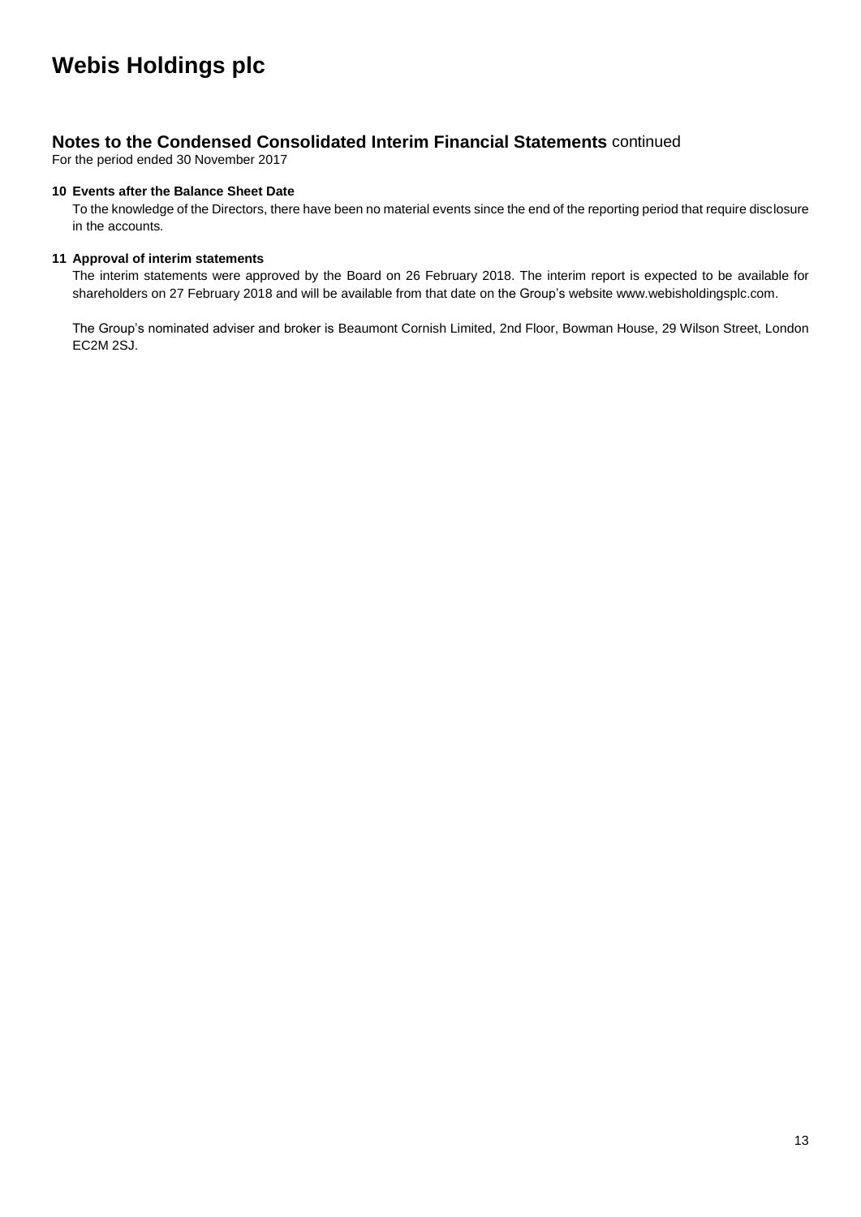# Webis Holdings plc

## Notes to the Condensed Consolidated Interim Financial Statements continued

For the period ended 30 November 2017

### 10 Events after the Balance Sheet Date

To the knowledge of the Directors, there have been no material events since the end of the reporting period that require disclosure in the accounts.

### 11 Approval of interim statements

The interim statements were approved by the Board on 26 February 2018. The interim report is expected to be available for shareholders on 27 February 2018 and will be available from that date on the Group's website www.webisholdingsplc.com.

The Group's nominated adviser and broker is Beaumont Cornish Limited, 2nd Floor, Bowman House, 29 Wilson Street, London EC2M 2SJ.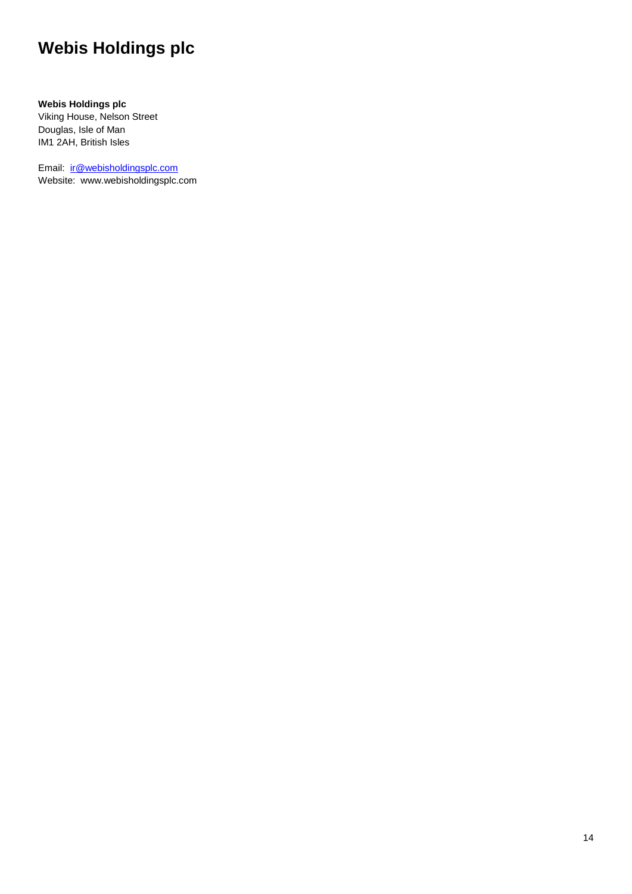# Webis Holdings plc

**Webis Holdings plc**
Viking House, Nelson Street
Douglas, Isle of Man
IM1 2AH, British Isles

Email: ir@webisholdingsplc.com
Website: www.webisholdingsplc.com